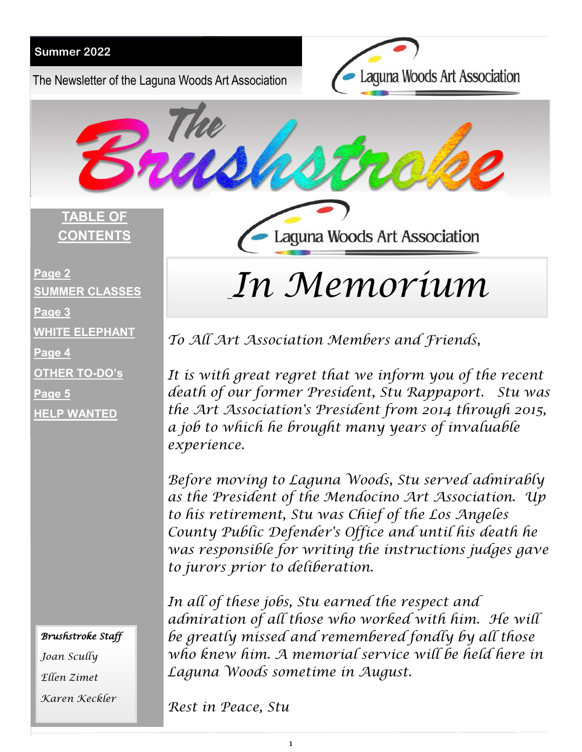**Summer 2022**

The Newsletter of the Laguna Woods Art Association

Laguna Woods Art Association

# The Brushstroke

**TABLE OF CONTENTS**

**Page 2**
**SUMMER CLASSES**

**Page 3**
**WHITE ELEPHANT**

**Page 4**
**OTHER TO-DO's**

**Page 5**
**HELP WANTED**

*Brushstroke Staff*

*Joan Scully*

*Ellen Zimet*

*Karen Keckler*

Laguna Woods Art Association

# *In Memorium*

*To All Art Association Members and Friends,*

*It is with great regret that we inform you of the recent death of our former President, Stu Rappaport. Stu was the Art Association's President from 2014 through 2015, a job to which he brought many years of invaluable experience.*

*Before moving to Laguna Woods, Stu served admirably as the President of the Mendocino Art Association. Up to his retirement, Stu was Chief of the Los Angeles County Public Defender's Office and until his death he was responsible for writing the instructions judges gave to jurors prior to deliberation.*

*In all of these jobs, Stu earned the respect and admiration of all those who worked with him. He will be greatly missed and remembered fondly by all those who knew him. A memorial service will be held here in Laguna Woods sometime in August.*

*Rest in Peace, Stu*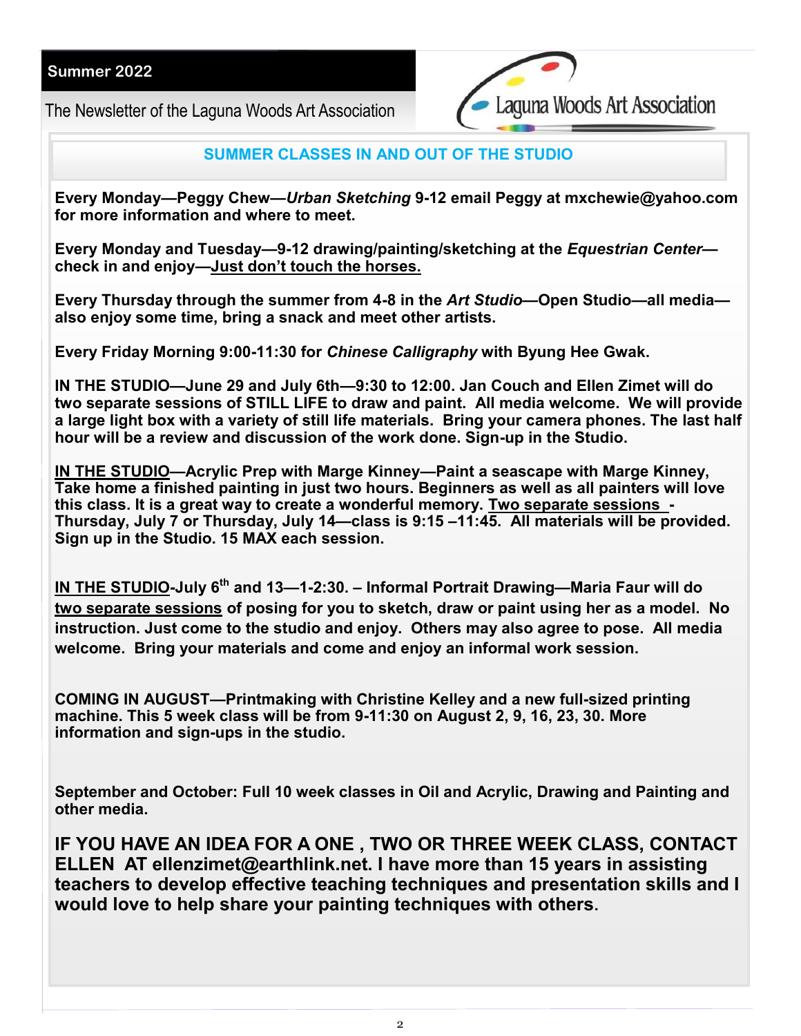Summer 2022

The Newsletter of the Laguna Woods Art Association

Laguna Woods Art Association

## SUMMER CLASSES IN AND OUT OF THE STUDIO

**Every Monday—Peggy Chew—*Urban Sketching* 9-12 email Peggy at mxchewie@yahoo.com for more information and where to meet.**

**Every Monday and Tuesday—9-12 drawing/painting/sketching at the *Equestrian Center*—check in and enjoy—<u>Just don't touch the horses.</u>**

**Every Thursday through the summer from 4-8 in the *Art Studio*—Open Studio—all media—also enjoy some time, bring a snack and meet other artists.**

**Every Friday Morning 9:00-11:30 for *Chinese Calligraphy* with Byung Hee Gwak.**

**IN THE STUDIO—June 29 and July 6th—9:30 to 12:00. Jan Couch and Ellen Zimet will do two separate sessions of STILL LIFE to draw and paint. All media welcome. We will provide a large light box with a variety of still life materials. Bring your camera phones. The last half hour will be a review and discussion of the work done. Sign-up in the Studio.**

**<u>IN THE STUDIO</u>—Acrylic Prep with Marge Kinney—Paint a seascape with Marge Kinney, Take home a finished painting in just two hours. Beginners as well as all painters will love this class. It is a great way to create a wonderful memory. <u>Two separate sessions</u> - Thursday, July 7 or Thursday, July 14—class is 9:15 –11:45. All materials will be provided. Sign up in the Studio. 15 MAX each session.**

**<u>IN THE STUDIO</u>-July 6th and 13—1-2:30. – Informal Portrait Drawing—Maria Faur will do <u>two separate sessions</u> of posing for you to sketch, draw or paint using her as a model. No instruction. Just come to the studio and enjoy. Others may also agree to pose. All media welcome. Bring your materials and come and enjoy an informal work session.**

**COMING IN AUGUST—Printmaking with Christine Kelley and a new full-sized printing machine. This 5 week class will be from 9-11:30 on August 2, 9, 16, 23, 30. More information and sign-ups in the studio.**

**September and October: Full 10 week classes in Oil and Acrylic, Drawing and Painting and other media.**

**IF YOU HAVE AN IDEA FOR A ONE , TWO OR THREE WEEK CLASS, CONTACT ELLEN AT ellenzimet@earthlink.net. I have more than 15 years in assisting teachers to develop effective teaching techniques and presentation skills and I would love to help share your painting techniques with others.**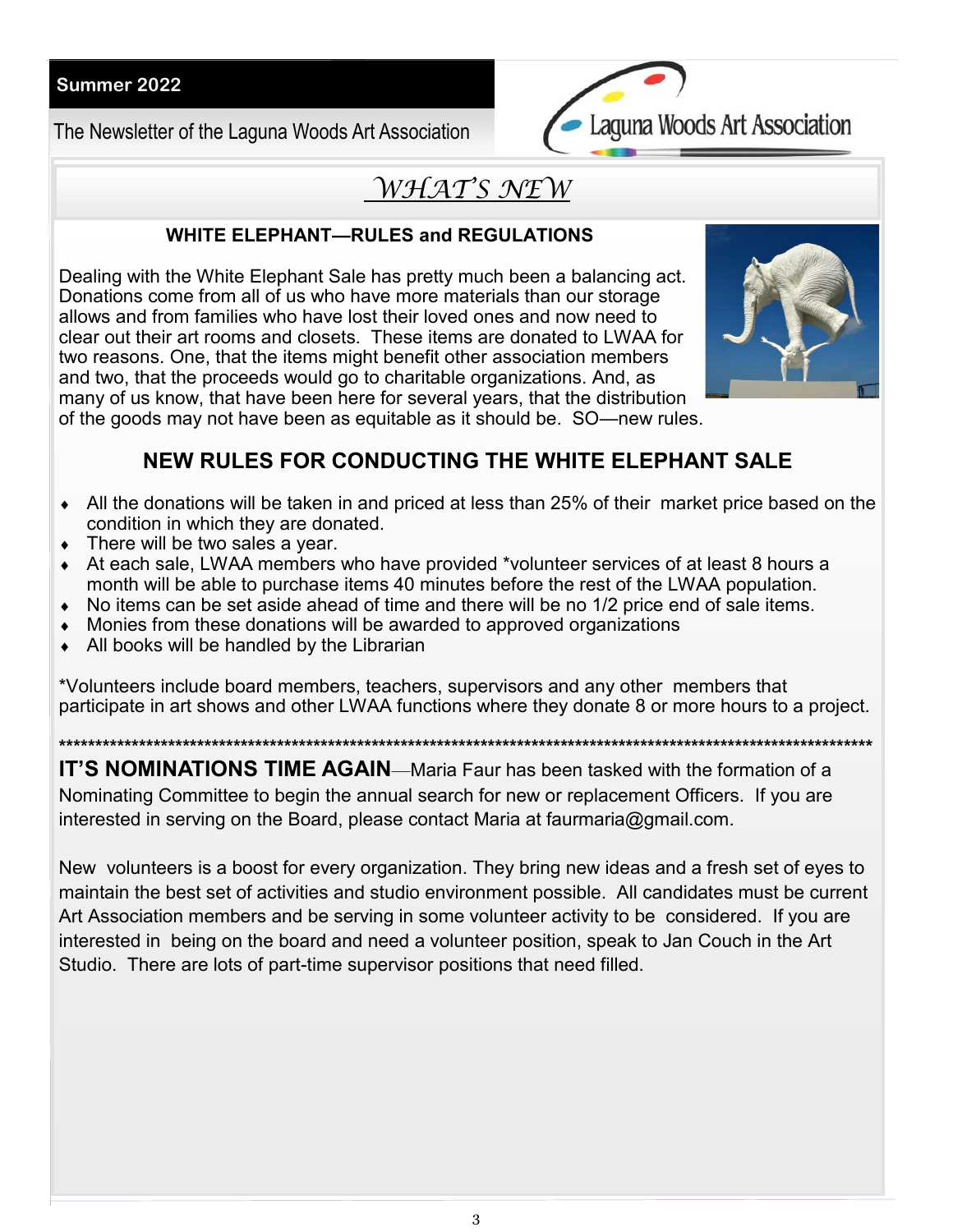# *WHAT'S NEW*

### WHITE ELEPHANT—RULES and REGULATIONS

Dealing with the White Elephant Sale has pretty much been a balancing act. Donations come from all of us who have more materials than our storage allows and from families who have lost their loved ones and now need to clear out their art rooms and closets. These items are donated to LWAA for two reasons. One, that the items might benefit other association members and two, that the proceeds would go to charitable organizations. And, as many of us know, that have been here for several years, that the distribution of the goods may not have been as equitable as it should be. SO—new rules.

## NEW RULES FOR CONDUCTING THE WHITE ELEPHANT SALE

- All the donations will be taken in and priced at less than 25% of their market price based on the condition in which they are donated.
- There will be two sales a year.
- At each sale, LWAA members who have provided *volunteer services of at least 8 hours a month will be able to purchase items 40 minutes before the rest of the LWAA population.
- No items can be set aside ahead of time and there will be no 1/2 price end of sale items.
- Monies from these donations will be awarded to approved organizations
- All books will be handled by the Librarian

*Volunteers include board members, teachers, supervisors and any other members that participate in art shows and other LWAA functions where they donate 8 or more hours to a project.

**************************************************************************************************************************

**IT'S NOMINATIONS TIME AGAIN**—Maria Faur has been tasked with the formation of a Nominating Committee to begin the annual search for new or replacement Officers. If you are interested in serving on the Board, please contact Maria at faurmaria@gmail.com.

New volunteers is a boost for every organization. They bring new ideas and a fresh set of eyes to maintain the best set of activities and studio environment possible. All candidates must be current Art Association members and be serving in some volunteer activity to be considered. If you are interested in being on the board and need a volunteer position, speak to Jan Couch in the Art Studio. There are lots of part-time supervisor positions that need filled.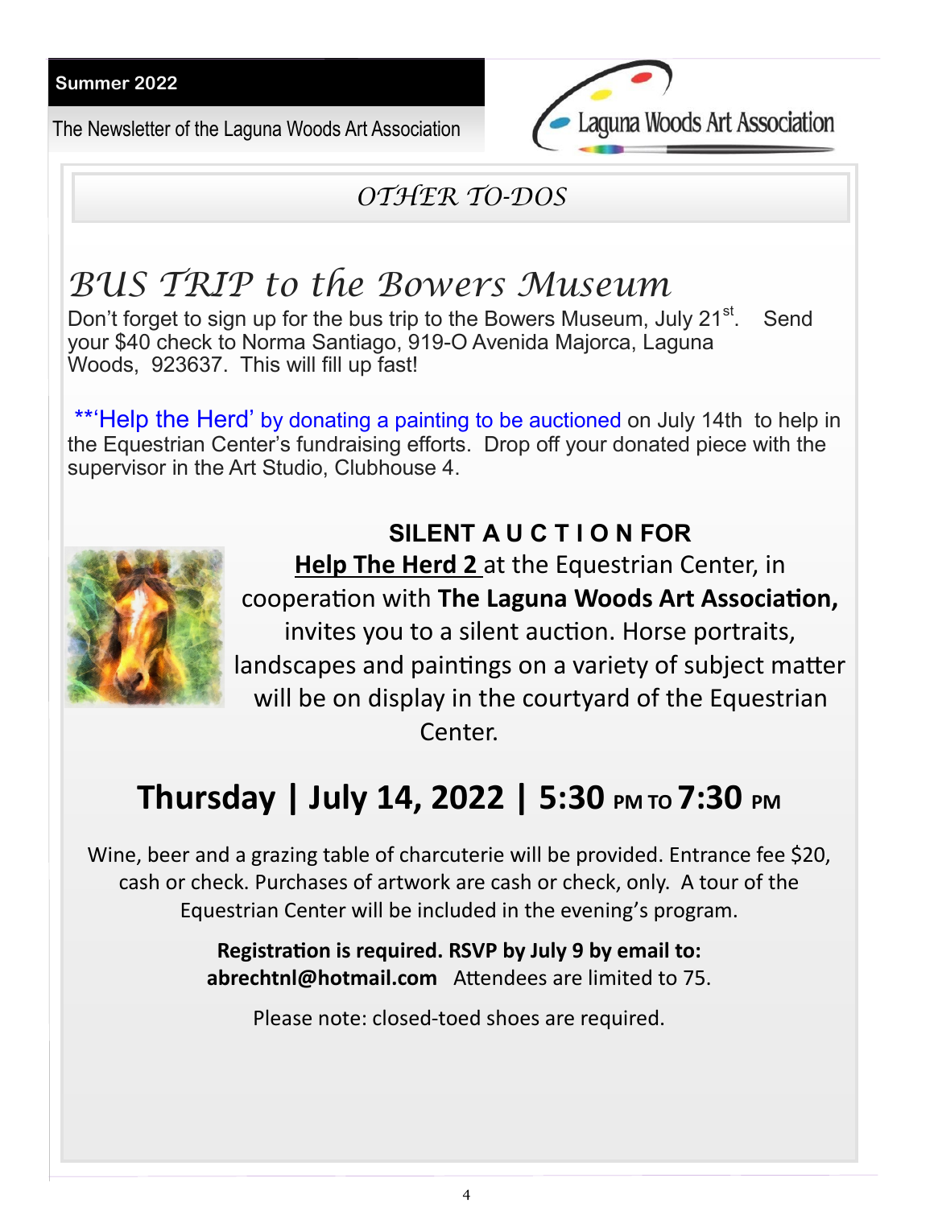Summer 2022

The Newsletter of the Laguna Woods Art Association

Laguna Woods Art Association

## *OTHER TO-DOS*

# *BUS TRIP to the Bowers Museum*

Don't forget to sign up for the bus trip to the Bowers Museum, July 21st. Send your $40 check to Norma Santiago, 919-O Avenida Majorca, Laguna Woods, 923637. This will fill up fast!

**'Help the Herd' by donating a painting to be auctioned on July 14th to help in the Equestrian Center's fundraising efforts. Drop off your donated piece with the supervisor in the Art Studio, Clubhouse 4.

**SILENT A U C T I O N FOR**

**Help The Herd 2** at the Equestrian Center, in cooperation with **The Laguna Woods Art Association,** invites you to a silent auction. Horse portraits, landscapes and paintings on a variety of subject matter will be on display in the courtyard of the Equestrian Center.

## Thursday | July 14, 2022 | 5:30 PM TO 7:30 PM

Wine, beer and a grazing table of charcuterie will be provided. Entrance fee $20, cash or check. Purchases of artwork are cash or check, only. A tour of the Equestrian Center will be included in the evening's program.

**Registration is required. RSVP by July 9 by email to: abrechtnl@hotmail.com** Attendees are limited to 75.

Please note: closed-toed shoes are required.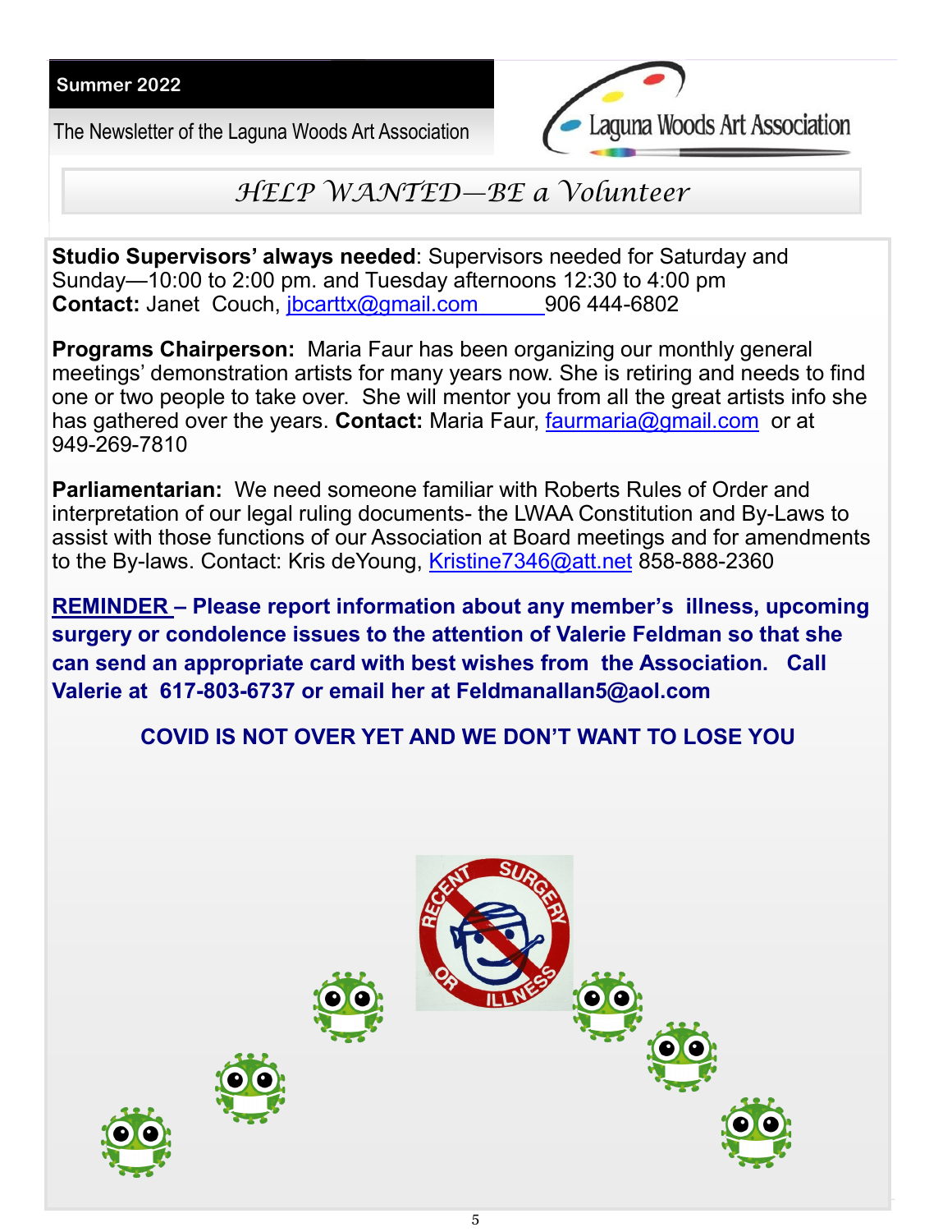Summer 2022

The Newsletter of the Laguna Woods Art Association

Laguna Woods Art Association

# *HELP WANTED—BE a Volunteer*

**Studio Supervisors' always needed**: Supervisors needed for Saturday and Sunday—10:00 to 2:00 pm. and Tuesday afternoons 12:30 to 4:00 pm
**Contact:** Janet Couch, jbcarttx@gmail.com 906 444-6802

**Programs Chairperson:** Maria Faur has been organizing our monthly general meetings' demonstration artists for many years now. She is retiring and needs to find one or two people to take over. She will mentor you from all the great artists info she has gathered over the years. **Contact:** Maria Faur, faurmaria@gmail.com or at 949-269-7810

**Parliamentarian:** We need someone familiar with Roberts Rules of Order and interpretation of our legal ruling documents- the LWAA Constitution and By-Laws to assist with those functions of our Association at Board meetings and for amendments to the By-laws. Contact: Kris deYoung, Kristine7346@att.net 858-888-2360

**REMINDER – Please report information about any member's illness, upcoming surgery or condolence issues to the attention of Valerie Feldman so that she can send an appropriate card with best wishes from the Association. Call Valerie at 617-803-6737 or email her at Feldmanallan5@aol.com**

**COVID IS NOT OVER YET AND WE DON'T WANT TO LOSE YOU**

RECENT SURGERY OR ILLNESS